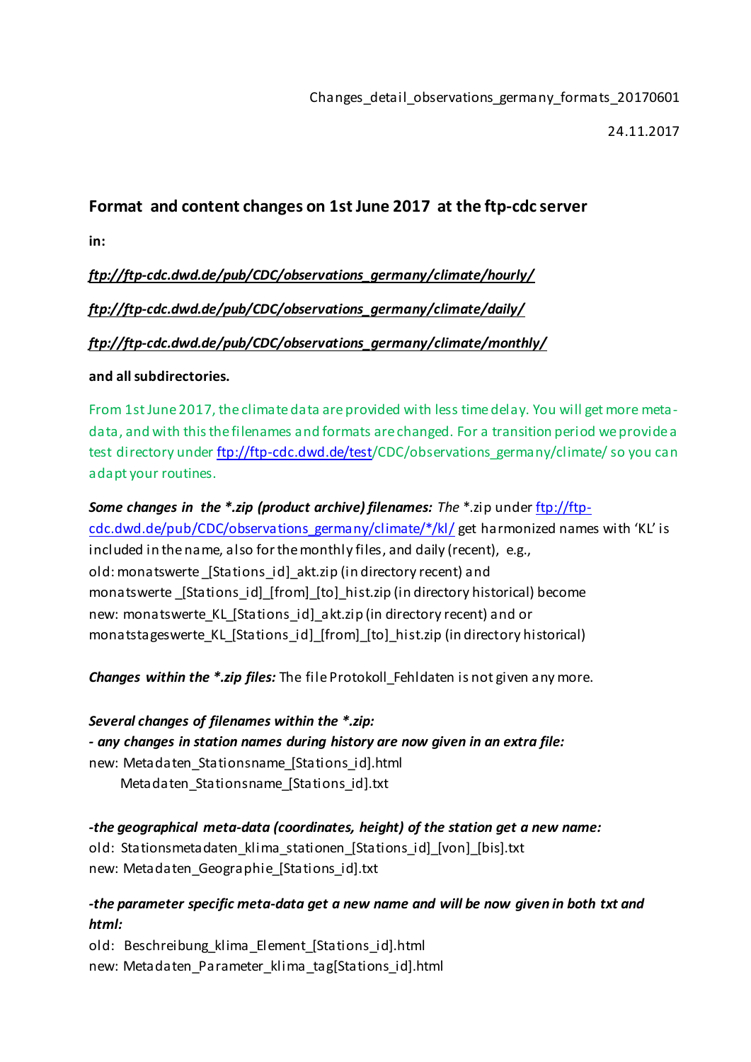Changes_detail_observations_germany_formats_20170601

24.11.2017

## Format and content changes on 1st June 2017 at the ftp-cdc server

**in:**

***ftp://ftp-cdc.dwd.de/pub/CDC/observations_germany/climate/hourly/***

***ftp://ftp-cdc.dwd.de/pub/CDC/observations_germany/climate/daily/***

***ftp://ftp-cdc.dwd.de/pub/CDC/observations_germany/climate/monthly/***

**and all subdirectories.**

From 1st June 2017, the climate data are provided with less time delay. You will get more meta-data, and with this the filenames and formats are changed. For a transition period we provide a test directory under ftp://ftp-cdc.dwd.de/test/CDC/observations_germany/climate/ so you can adapt your routines.

***Some changes in the *.zip (product archive) filenames:*** *The* *.zip under ftp://ftp-cdc.dwd.de/pub/CDC/observations_germany/climate/*/kl/ get harmonized names with 'KL' is included in the name, also for the monthly files, and daily (recent), e.g.,
old: monatswerte _[Stations_id]_akt.zip (in directory recent) and
monatswerte _[Stations_id]_[from]_[to]_hist.zip (in directory historical) become
new: monatswerte_KL_[Stations_id]_akt.zip (in directory recent) and or
monatstageswerte_KL_[Stations_id]_[from]_[to]_hist.zip (in directory historical)

***Changes within the *.zip files:*** The file Protokoll_Fehldaten is not given any more.

***Several changes of filenames within the *.zip:***
***- any changes in station names during history are now given in an extra file:***
new: Metadaten_Stationsname_[Stations_id].html
Metadaten_Stationsname_[Stations_id].txt

***-the geographical meta-data (coordinates, height) of the station get a new name:***
old: Stationsmetadaten_klima_stationen_[Stations_id]_[von]_[bis].txt
new: Metadaten_Geographie_[Stations_id].txt

***-the parameter specific meta-data get a new name and will be now given in both txt and html:***
old: Beschreibung_klima_Element_[Stations_id].html
new: Metadaten_Parameter_klima_tag[Stations_id].html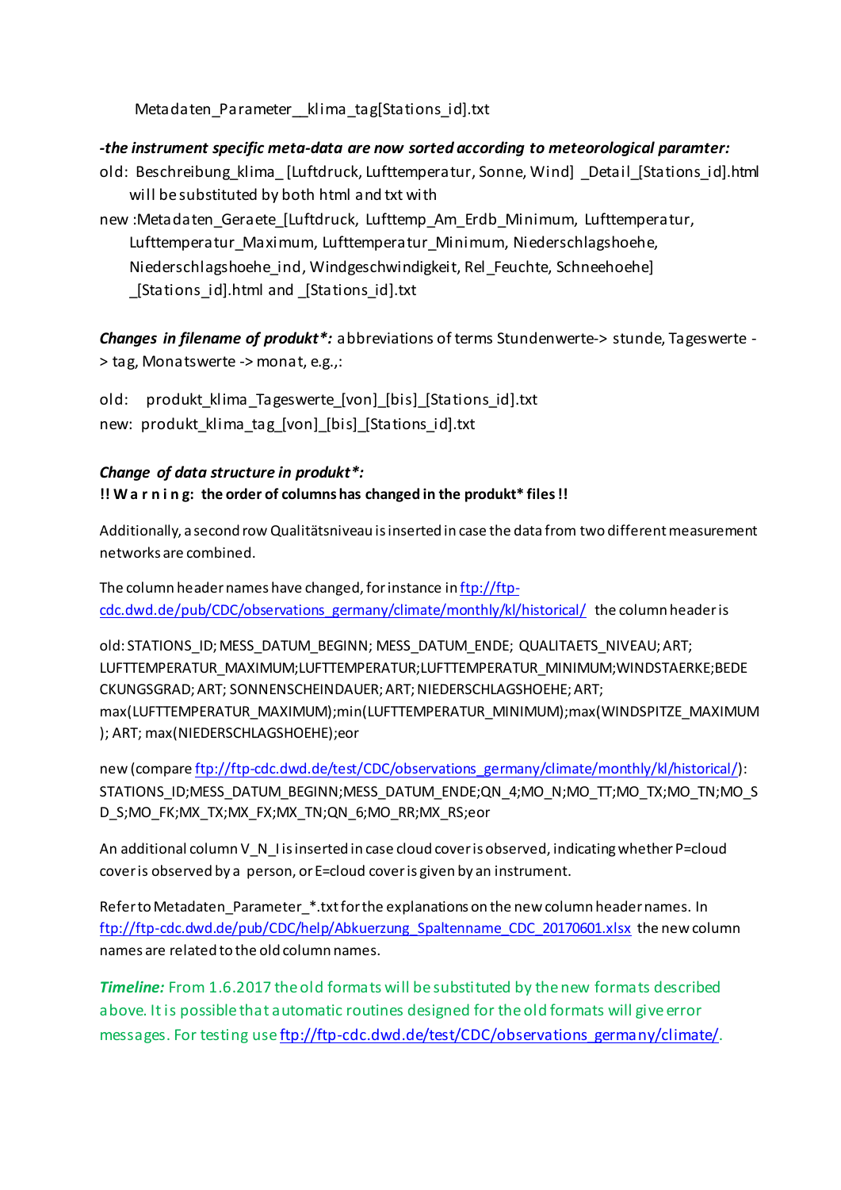Metadaten_Parameter__klima_tag[Stations_id].txt

***-the instrument specific meta-data are now sorted according to meteorological paramter:***

old: Beschreibung_klima_ [Luftdruck, Lufttemperatur, Sonne, Wind] _Detail_[Stations_id].html will be substituted by both html and txt with

new :Metadaten_Geraete_[Luftdruck, Lufttemp_Am_Erdb_Minimum, Lufttemperatur, Lufttemperatur_Maximum, Lufttemperatur_Minimum, Niederschlagshoehe, Niederschlagshoehe_ind, Windgeschwindigkeit, Rel_Feuchte, Schneehoehe] _[Stations_id].html and _[Stations_id].txt

***Changes in filename of produkt*:*** abbreviations of terms Stundenwerte-> stunde, Tageswerte -> tag, Monatswerte -> monat, e.g.,:

old: produkt_klima_Tageswerte_[von]_[bis]_[Stations_id].txt
new: produkt_klima_tag_[von]_[bis]_[Stations_id].txt

***Change of data structure in produkt*:***
**!! W a r n i n g: the order of columns has changed in the produkt* files !!**

Additionally, a second row Qualitätsniveau is inserted in case the data from two different measurement networks are combined.

The column header names have changed, for instance in ftp://ftp-cdc.dwd.de/pub/CDC/observations_germany/climate/monthly/kl/historical/ the column header is

old: STATIONS_ID; MESS_DATUM_BEGINN; MESS_DATUM_ENDE; QUALITAETS_NIVEAU; ART; LUFTTEMPERATUR_MAXIMUM;LUFTTEMPERATUR;LUFTTEMPERATUR_MINIMUM;WINDSTAERKE;BEDECKUNGSGRAD; ART; SONNENSCHEINDAUER; ART; NIEDERSCHLAGSHOEHE; ART; max(LUFTTEMPERATUR_MAXIMUM);min(LUFTTEMPERATUR_MINIMUM);max(WINDSPITZE_MAXIMUM); ART; max(NIEDERSCHLAGSHOEHE);eor

new (compare ftp://ftp-cdc.dwd.de/test/CDC/observations_germany/climate/monthly/kl/historical/): STATIONS_ID;MESS_DATUM_BEGINN;MESS_DATUM_ENDE;QN_4;MO_N;MO_TT;MO_TX;MO_TN;MO_SD_S;MO_FK;MX_TX;MX_FX;MX_TN;QN_6;MO_RR;MX_RS;eor

An additional column V_N_I is inserted in case cloud cover is observed, indicating whether P=cloud cover is observed by a person, or E=cloud cover is given by an instrument.

Refer to Metadaten_Parameter_*.txt for the explanations on the new column header names. In ftp://ftp-cdc.dwd.de/pub/CDC/help/Abkuerzung_Spaltenname_CDC_20170601.xlsx the new column names are related to the old column names.

***Timeline:*** From 1.6.2017 the old formats will be substituted by the new formats described above. It is possible that automatic routines designed for the old formats will give error messages. For testing use ftp://ftp-cdc.dwd.de/test/CDC/observations_germany/climate/.